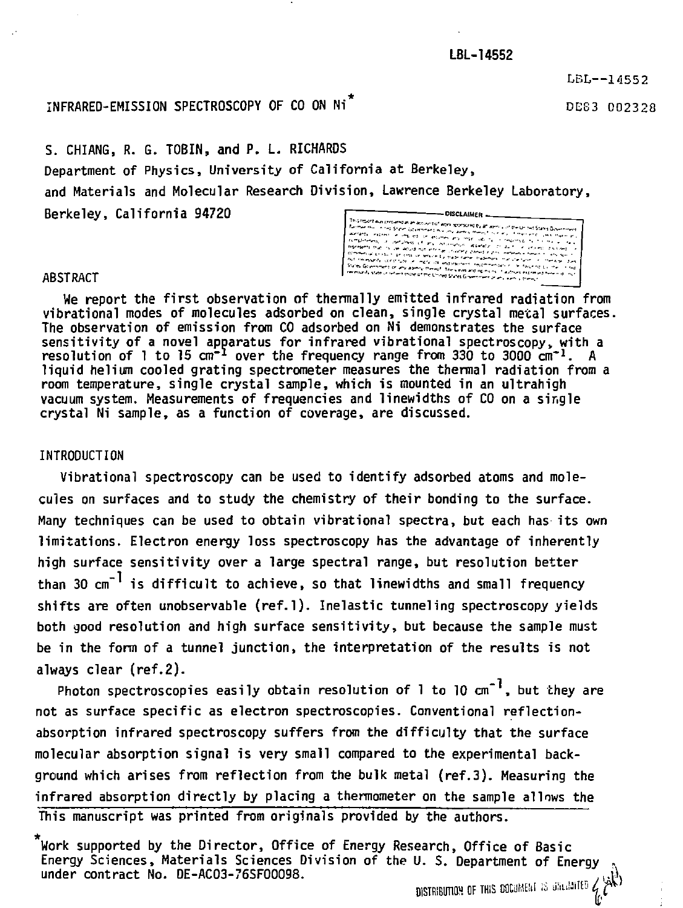LBL-14552

LBL--14552

DE83 002328

# INFRARED-EMISSION SPECTROSCOPY OF CO ON Ni*

S. CHIANG, R. G. TOBIN, and P. L. RICHARDS

Department of Physics, University of California at Berkeley,

and Materials and Molecular Research Division, Lawrence Berkeley Laboratory,

Berkeley, California 94720

## ABSTRACT

We report the first observation of thermally emitted infrared radiation from vibrational modes of molecules adsorbed on clean, single crystal metal surfaces. The observation of emission from CO adsorbed on Ni demonstrates the surface sensitivity of a novel apparatus for infrared vibrational spectroscopy, with a resolution of 1 to 15 $cm^{-1}$ over the frequency range from 330 to 3000 $cm^{-1}$. A liquid helium cooled grating spectrometer measures the thermal radiation from a room temperature, single crystal sample, which is mounted in an ultrahigh vacuum system. Measurements of frequencies and linewidths of CO on a single crystal Ni sample, as a function of coverage, are discussed.

## INTRODUCTION

Vibrational spectroscopy can be used to identify adsorbed atoms and molecules on surfaces and to study the chemistry of their bonding to the surface. Many techniques can be used to obtain vibrational spectra, but each has its own limitations. Electron energy loss spectroscopy has the advantage of inherently high surface sensitivity over a large spectral range, but resolution better than 30 $cm^{-1}$ is difficult to achieve, so that linewidths and small frequency shifts are often unobservable (ref.1). Inelastic tunneling spectroscopy yields both good resolution and high surface sensitivity, but because the sample must be in the form of a tunnel junction, the interpretation of the results is not always clear (ref.2).

Photon spectroscopies easily obtain resolution of 1 to 10 $cm^{-1}$, but they are not as surface specific as electron spectroscopies. Conventional reflection-absorption infrared spectroscopy suffers from the difficulty that the surface molecular absorption signal is very small compared to the experimental background which arises from reflection from the bulk metal (ref.3). Measuring the infrared absorption directly by placing a thermometer on the sample allows the

This manuscript was printed from originals provided by the authors.

*Work supported by the Director, Office of Energy Research, Office of Basic Energy Sciences, Materials Sciences Division of the U. S. Department of Energy under contract No. DE-AC03-76SF00098.

DISTRIBUTION OF THIS DOCUMENT IS UNLIMITED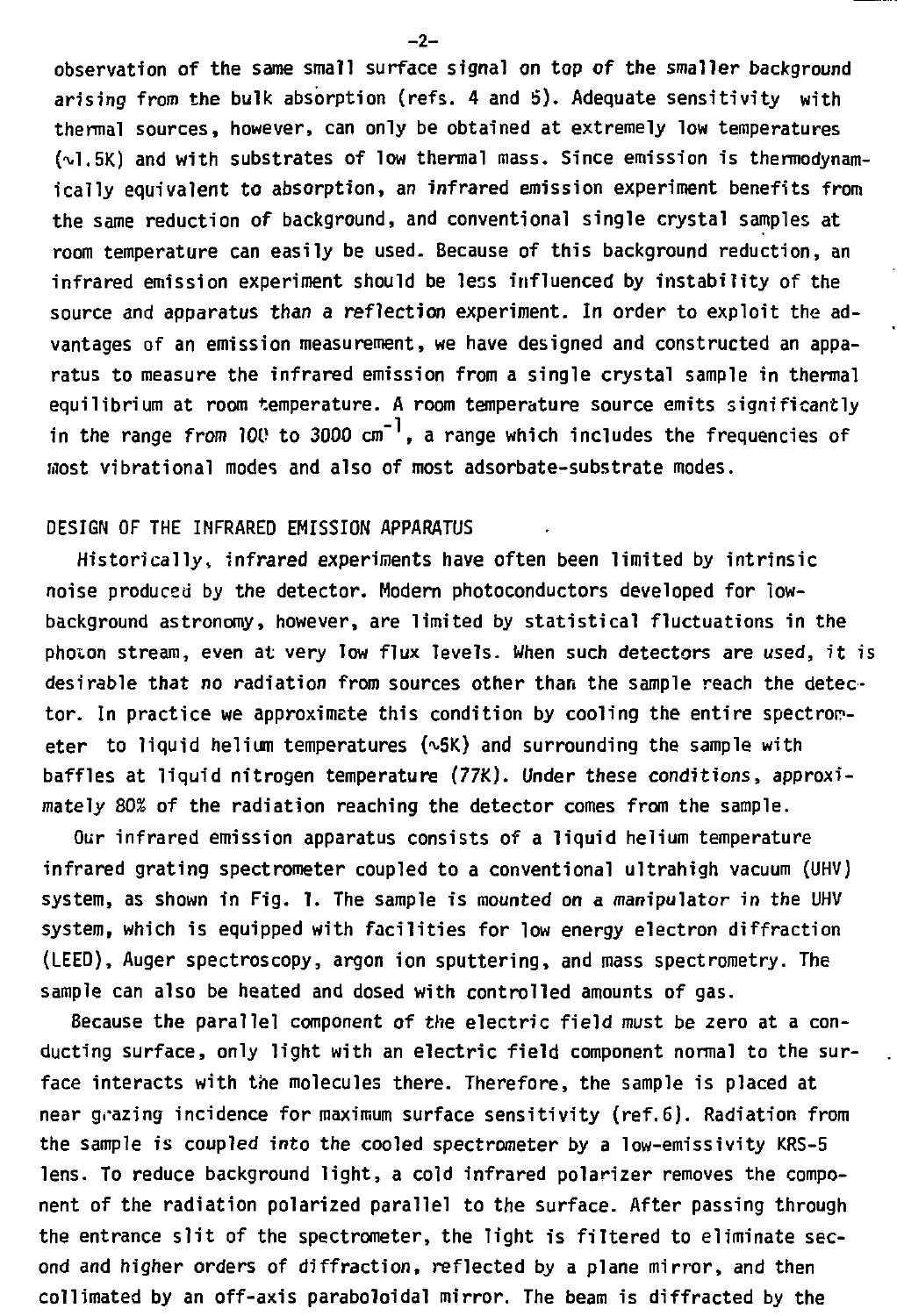observation of the same small surface signal on top of the smaller background arising from the bulk absorption (refs. 4 and 5). Adequate sensitivity with thermal sources, however, can only be obtained at extremely low temperatures (~1.5K) and with substrates of low thermal mass. Since emission is thermodynamically equivalent to absorption, an infrared emission experiment benefits from the same reduction of background, and conventional single crystal samples at room temperature can easily be used. Because of this background reduction, an infrared emission experiment should be less influenced by instability of the source and apparatus than a reflection experiment. In order to exploit the advantages of an emission measurement, we have designed and constructed an apparatus to measure the infrared emission from a single crystal sample in thermal equilibrium at room temperature. A room temperature source emits significantly in the range from 100 to 3000 $cm^{-1}$, a range which includes the frequencies of most vibrational modes and also of most adsorbate-substrate modes.

## DESIGN OF THE INFRARED EMISSION APPARATUS

Historically, infrared experiments have often been limited by intrinsic noise produced by the detector. Modern photoconductors developed for low-background astronomy, however, are limited by statistical fluctuations in the photon stream, even at very low flux levels. When such detectors are used, it is desirable that no radiation from sources other than the sample reach the detector. In practice we approximate this condition by cooling the entire spectrometer to liquid helium temperatures (~5K) and surrounding the sample with baffles at liquid nitrogen temperature (77K). Under these conditions, approximately 80% of the radiation reaching the detector comes from the sample.

Our infrared emission apparatus consists of a liquid helium temperature infrared grating spectrometer coupled to a conventional ultrahigh vacuum (UHV) system, as shown in Fig. 1. The sample is mounted on a manipulator in the UHV system, which is equipped with facilities for low energy electron diffraction (LEED), Auger spectroscopy, argon ion sputtering, and mass spectrometry. The sample can also be heated and dosed with controlled amounts of gas.

Because the parallel component of the electric field must be zero at a conducting surface, only light with an electric field component normal to the surface interacts with the molecules there. Therefore, the sample is placed at near grazing incidence for maximum surface sensitivity (ref. 6). Radiation from the sample is coupled into the cooled spectrometer by a low-emissivity KRS-5 lens. To reduce background light, a cold infrared polarizer removes the component of the radiation polarized parallel to the surface. After passing through the entrance slit of the spectrometer, the light is filtered to eliminate second and higher orders of diffraction, reflected by a plane mirror, and then collimated by an off-axis paraboloidal mirror. The beam is diffracted by the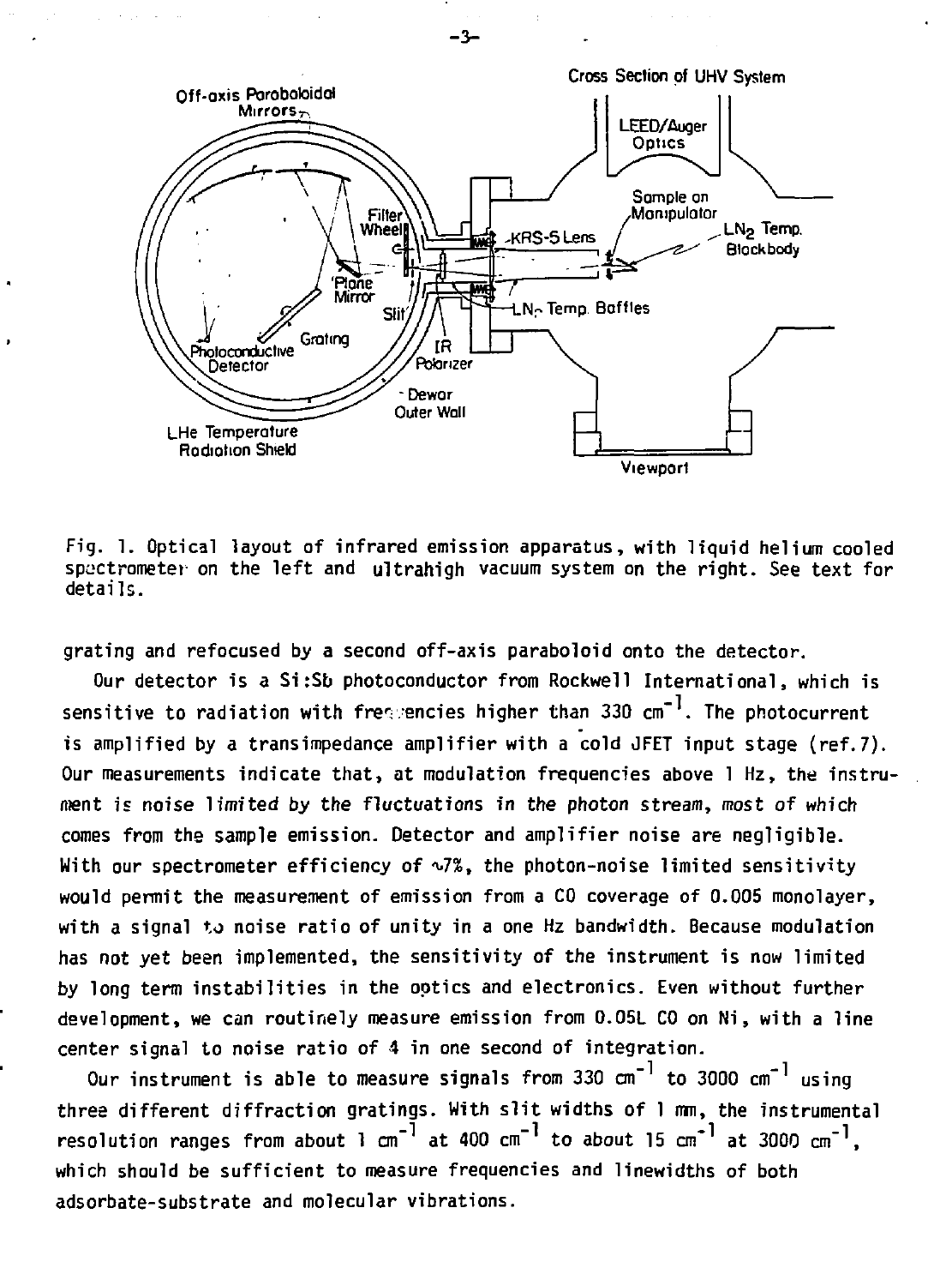Fig. 1. Optical layout of infrared emission apparatus, with liquid helium cooled spectrometer on the left and ultrahigh vacuum system on the right. See text for details.

grating and refocused by a second off-axis paraboloid onto the detector.

Our detector is a Si:Sb photoconductor from Rockwell International, which is sensitive to radiation with frequencies higher than 330 $cm^{-1}$. The photocurrent is amplified by a transimpedance amplifier with a cold JFET input stage (ref.7). Our measurements indicate that, at modulation frequencies above 1 Hz, the instrument is *noise limited by the fluctuations in the photon stream, most of which* comes from the sample emission. Detector and amplifier noise are negligible. With our spectrometer efficiency of ~7%, the photon-noise limited sensitivity would permit the measurement of emission from a CO coverage of 0.005 monolayer, with a signal to noise ratio of unity in a one Hz bandwidth. Because modulation has not yet been implemented, the sensitivity of the instrument is now limited by long term instabilities in the optics and electronics. Even without further development, we can routinely measure emission from 0.05L CO on Ni, with a line center signal to noise ratio of 4 in one second of integration.

Our instrument is able to measure signals from 330 $cm^{-1}$ to 3000 $cm^{-1}$ using three different diffraction gratings. With slit widths of 1 mm, the instrumental resolution ranges from about 1 $cm^{-1}$ at 400 $cm^{-1}$ to about 15 $cm^{-1}$ at 3000 $cm^{-1}$, which should be sufficient to measure frequencies and linewidths of both adsorbate-substrate and molecular vibrations.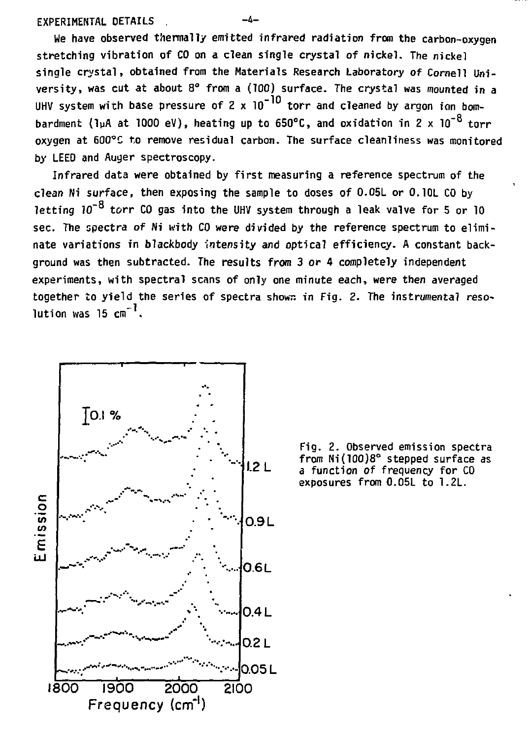EXPERIMENTAL DETAILS

We have observed thermally emitted infrared radiation from the carbon-oxygen stretching vibration of CO on a clean single crystal of nickel. The nickel single crystal, obtained from the Materials Research Laboratory of Cornell University, was cut at about 8° from a (100) surface. The crystal was mounted in a UHV system with base pressure of $2 \times 10^{-10}$ torr and cleaned by argon ion bombardment (1μA at 1000 eV), heating up to 650°C, and oxidation in $2 \times 10^{-8}$ torr oxygen at 600°C to remove residual carbon. The surface cleanliness was monitored by LEED and Auger spectroscopy.

Infrared data were obtained by first measuring a reference spectrum of the clean Ni surface, then exposing the sample to doses of 0.05L or 0.10L CO by letting $10^{-8}$ torr CO gas into the UHV system through a leak valve for 5 or 10 sec. The spectra of Ni with CO were divided by the reference spectrum to eliminate variations in blackbody intensity and optical efficiency. A constant background was then subtracted. The results from 3 or 4 completely independent experiments, with spectral scans of only one minute each, were then averaged together to yield the series of spectra shown in Fig. 2. The instrumental resolution was 15 $cm^{-1}$.

Fig. 2. Observed emission spectra from Ni(100)8° stepped surface as a function of frequency for CO exposures from 0.05L to 1.2L.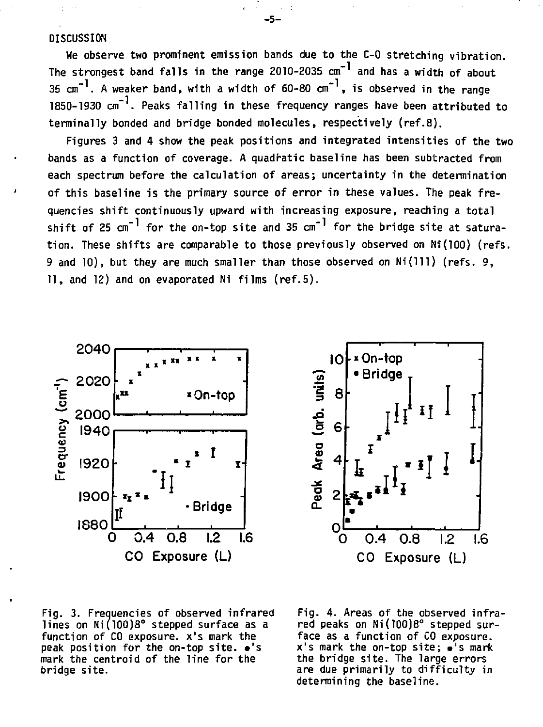## DISCUSSION

We observe two prominent emission bands due to the C-O stretching vibration. The strongest band falls in the range 2010-2035 $cm^{-1}$ and has a width of about 35 $cm^{-1}$. A weaker band, with a width of 60-80 $cm^{-1}$, is observed in the range 1850-1930 $cm^{-1}$. Peaks falling in these frequency ranges have been attributed to terminally bonded and bridge bonded molecules, respectively (ref.8).

Figures 3 and 4 show the peak positions and integrated intensities of the two bands as a function of coverage. A quadratic baseline has been subtracted from each spectrum before the calculation of areas; uncertainty in the determination of this baseline is the primary source of error in these values. The peak frequencies shift continuously upward with increasing exposure, reaching a total shift of 25 $cm^{-1}$ for the on-top site and 35 $cm^{-1}$ for the bridge site at saturation. These shifts are comparable to those previously observed on Ni(100) (refs. 9 and 10), but they are much smaller than those observed on Ni(111) (refs. 9, 11, and 12) and on evaporated Ni films (ref.5).

Fig. 3. Frequencies of observed infrared lines on Ni(100)8° stepped surface as a function of CO exposure. x's mark the peak position for the on-top site. •'s mark the centroid of the line for the bridge site.

Fig. 4. Areas of the observed infrared peaks on Ni(100)8° stepped surface as a function of CO exposure. x's mark the on-top site; •'s mark the bridge site. The large errors are due primarily to difficulty in determining the baseline.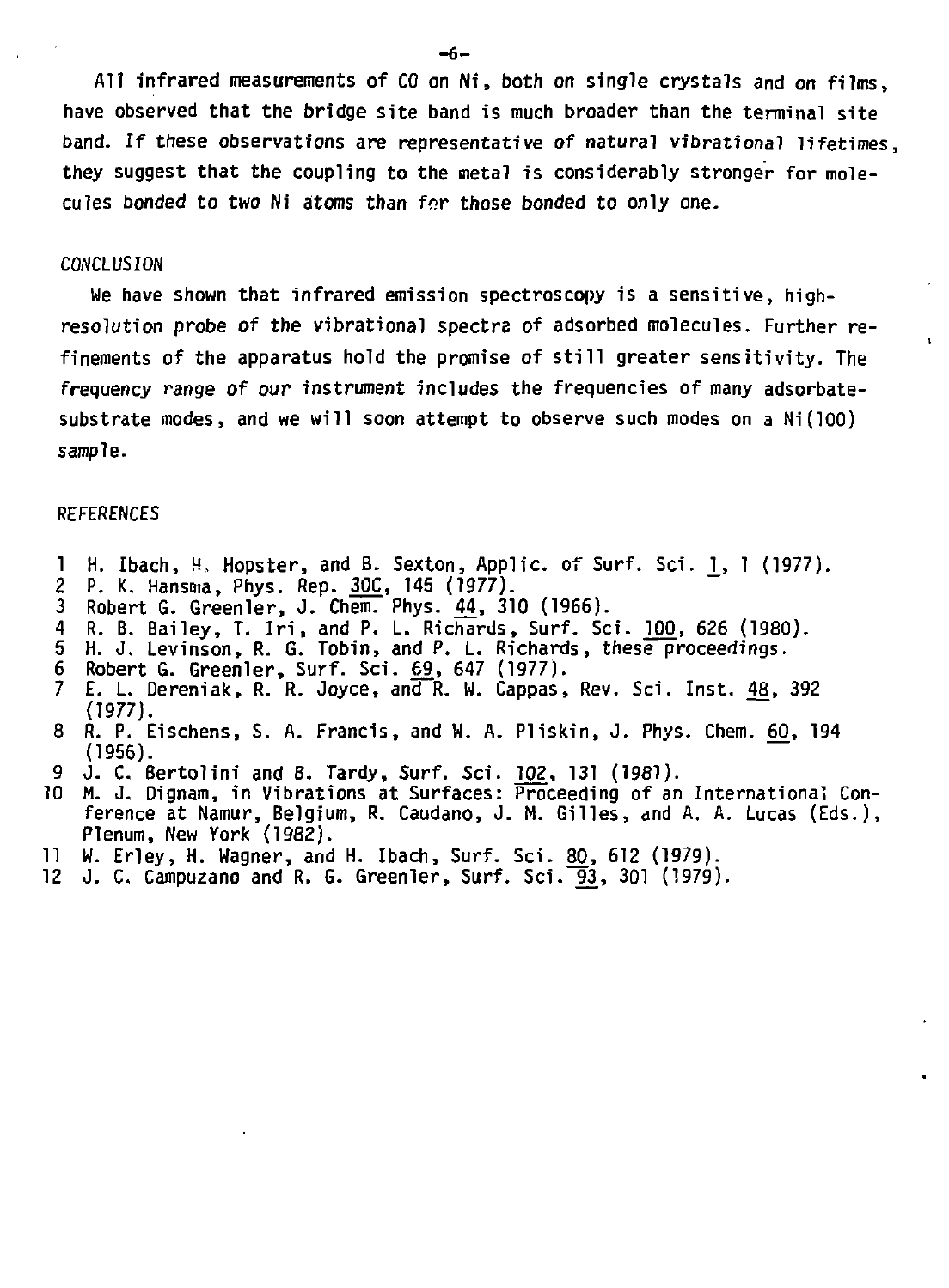All infrared measurements of CO on Ni, both on single crystals and on films, have observed that the bridge site band is much broader than the terminal site band. If these observations are representative of natural vibrational lifetimes, they suggest that the coupling to the metal is considerably stronger for molecules bonded to two Ni atoms than for those bonded to only one.

## CONCLUSION

We have shown that infrared emission spectroscopy is a sensitive, high-resolution probe of the vibrational spectra of adsorbed molecules. Further refinements of the apparatus hold the promise of still greater sensitivity. The frequency range of our instrument includes the frequencies of many adsorbate-substrate modes, and we will soon attempt to observe such modes on a Ni(100) sample.

## REFERENCES

1. H. Ibach, H. Hopster, and B. Sexton, Applic. of Surf. Sci. 1, 1 (1977).
2. P. K. Hansma, Phys. Rep. 30C, 145 (1977).
3. Robert G. Greenler, J. Chem. Phys. 44, 310 (1966).
4. R. B. Bailey, T. Iri, and P. L. Richards, Surf. Sci. 100, 626 (1980).
5. H. J. Levinson, R. G. Tobin, and P. L. Richards, these proceedings.
6. Robert G. Greenler, Surf. Sci. 69, 647 (1977).
7. E. L. Dereniak, R. R. Joyce, and R. W. Cappas, Rev. Sci. Inst. 48, 392 (1977).
8. R. P. Eischens, S. A. Francis, and W. A. Pliskin, J. Phys. Chem. 60, 194 (1956).
9. J. C. Bertolini and B. Tardy, Surf. Sci. 102, 131 (1981).
10. M. J. Dignam, in Vibrations at Surfaces: Proceeding of an International Conference at Namur, Belgium, R. Caudano, J. M. Gilles, and A. A. Lucas (Eds.), Plenum, New York (1982).
11. W. Erley, H. Wagner, and H. Ibach, Surf. Sci. 80, 612 (1979).
12. J. C. Campuzano and R. G. Greenler, Surf. Sci. 93, 301 (1979).